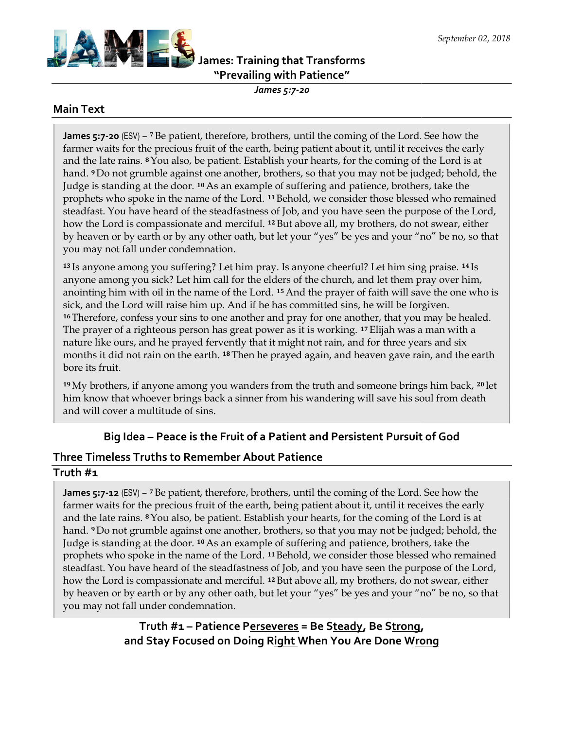September 02, 2018

# James: Training that Transforms
## "Prevailing with Patience"

*James 5:7-20*

## Main Text

**James 5:7-20** (ESV) – [7] Be patient, therefore, brothers, until the coming of the Lord. See how the farmer waits for the precious fruit of the earth, being patient about it, until it receives the early and the late rains. [8] You also, be patient. Establish your hearts, for the coming of the Lord is at hand. [9] Do not grumble against one another, brothers, so that you may not be judged; behold, the Judge is standing at the door. [10] As an example of suffering and patience, brothers, take the prophets who spoke in the name of the Lord. [11] Behold, we consider those blessed who remained steadfast. You have heard of the steadfastness of Job, and you have seen the purpose of the Lord, how the Lord is compassionate and merciful. [12] But above all, my brothers, do not swear, either by heaven or by earth or by any other oath, but let your "yes" be yes and your "no" be no, so that you may not fall under condemnation.

[13] Is anyone among you suffering? Let him pray. Is anyone cheerful? Let him sing praise. [14] Is anyone among you sick? Let him call for the elders of the church, and let them pray over him, anointing him with oil in the name of the Lord. [15] And the prayer of faith will save the one who is sick, and the Lord will raise him up. And if he has committed sins, he will be forgiven. [16] Therefore, confess your sins to one another and pray for one another, that you may be healed. The prayer of a righteous person has great power as it is working. [17] Elijah was a man with a nature like ours, and he prayed fervently that it might not rain, and for three years and six months it did not rain on the earth. [18] Then he prayed again, and heaven gave rain, and the earth bore its fruit.

[19] My brothers, if anyone among you wanders from the truth and someone brings him back, [20] let him know that whoever brings back a sinner from his wandering will save his soul from death and will cover a multitude of sins.

**Big Idea – P<u>eace</u> is the Fruit of a P<u>atient</u> and P<u>ersistent</u> P<u>ursuit</u> of God**

## Three Timeless Truths to Remember About Patience

### Truth #1

**James 5:7-12** (ESV) – [7] Be patient, therefore, brothers, until the coming of the Lord. See how the farmer waits for the precious fruit of the earth, being patient about it, until it receives the early and the late rains. [8] You also, be patient. Establish your hearts, for the coming of the Lord is at hand. [9] Do not grumble against one another, brothers, so that you may not be judged; behold, the Judge is standing at the door. [10] As an example of suffering and patience, brothers, take the prophets who spoke in the name of the Lord. [11] Behold, we consider those blessed who remained steadfast. You have heard of the steadfastness of Job, and you have seen the purpose of the Lord, how the Lord is compassionate and merciful. [12] But above all, my brothers, do not swear, either by heaven or by earth or by any other oath, but let your "yes" be yes and your "no" be no, so that you may not fall under condemnation.

**Truth #1 – Patience P<u>erseveres</u> = Be St<u>eady</u>, Be St<u>rong</u>, and Stay Focused on Doing Ri<u>ght</u> When You Are Done Wr<u>ong</u>**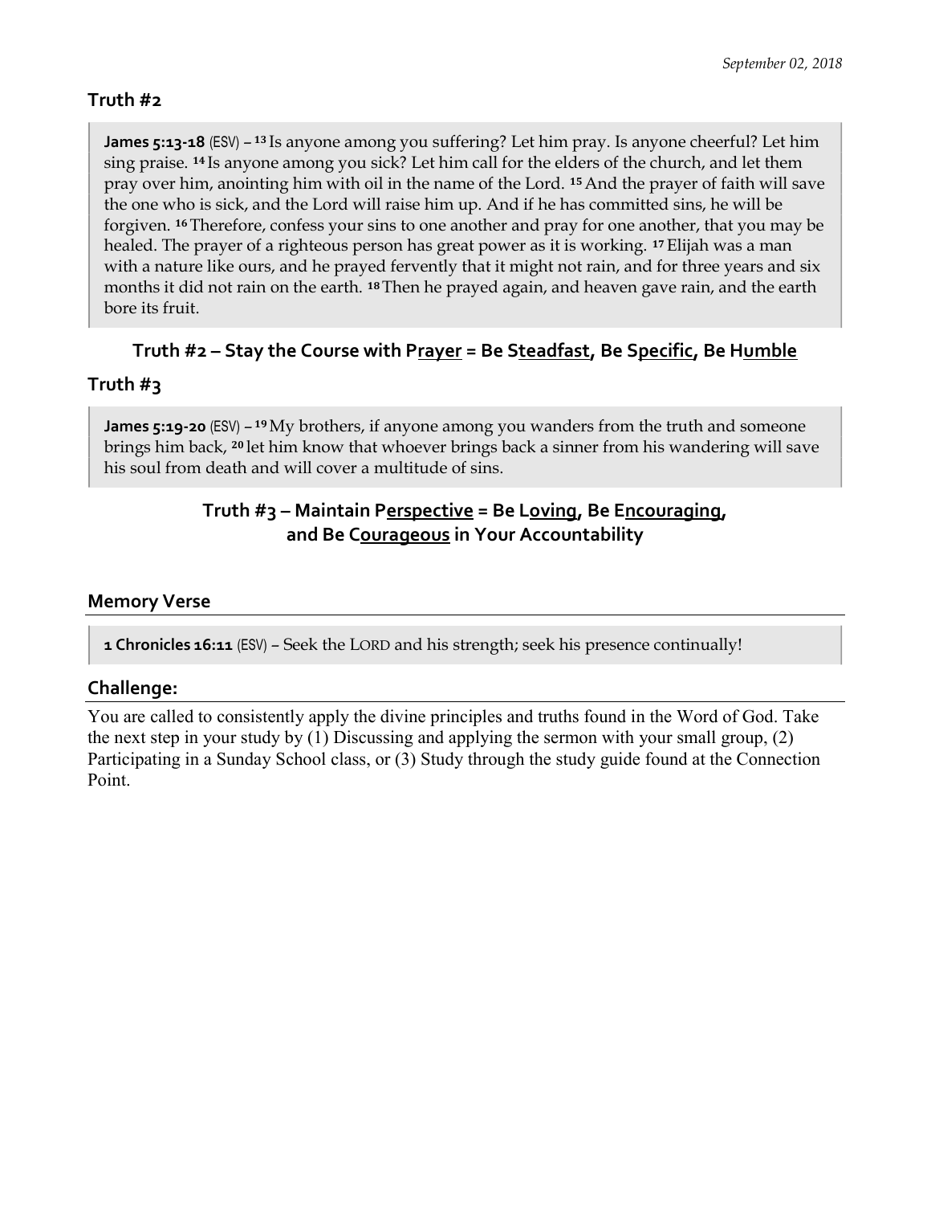*September 02, 2018*

## Truth #2

> **James 5:13-18** (ESV) – [13] Is anyone among you suffering? Let him pray. Is anyone cheerful? Let him sing praise. [14] Is anyone among you sick? Let him call for the elders of the church, and let them pray over him, anointing him with oil in the name of the Lord. [15] And the prayer of faith will save the one who is sick, and the Lord will raise him up. And if he has committed sins, he will be forgiven. [16] Therefore, confess your sins to one another and pray for one another, that you may be healed. The prayer of a righteous person has great power as it is working. [17] Elijah was a man with a nature like ours, and he prayed fervently that it might not rain, and for three years and six months it did not rain on the earth. [18] Then he prayed again, and heaven gave rain, and the earth bore its fruit.

**Truth #2 – Stay the Course with P<u>rayer</u> = Be S<u>teadfast</u>, Be S<u>pecific</u>, Be H<u>umble</u>**

## Truth #3

> **James 5:19-20** (ESV) – [19] My brothers, if anyone among you wanders from the truth and someone brings him back, [20] let him know that whoever brings back a sinner from his wandering will save his soul from death and will cover a multitude of sins.

**Truth #3 – Maintain P<u>erspective</u> = Be L<u>oving</u>, Be E<u>ncouraging</u>, and Be C<u>ourageous</u> in Your Accountability**

## Memory Verse

> **1 Chronicles 16:11** (ESV) – Seek the LORD and his strength; seek his presence continually!

## Challenge:

You are called to consistently apply the divine principles and truths found in the Word of God. Take the next step in your study by (1) Discussing and applying the sermon with your small group, (2) Participating in a Sunday School class, or (3) Study through the study guide found at the Connection Point.